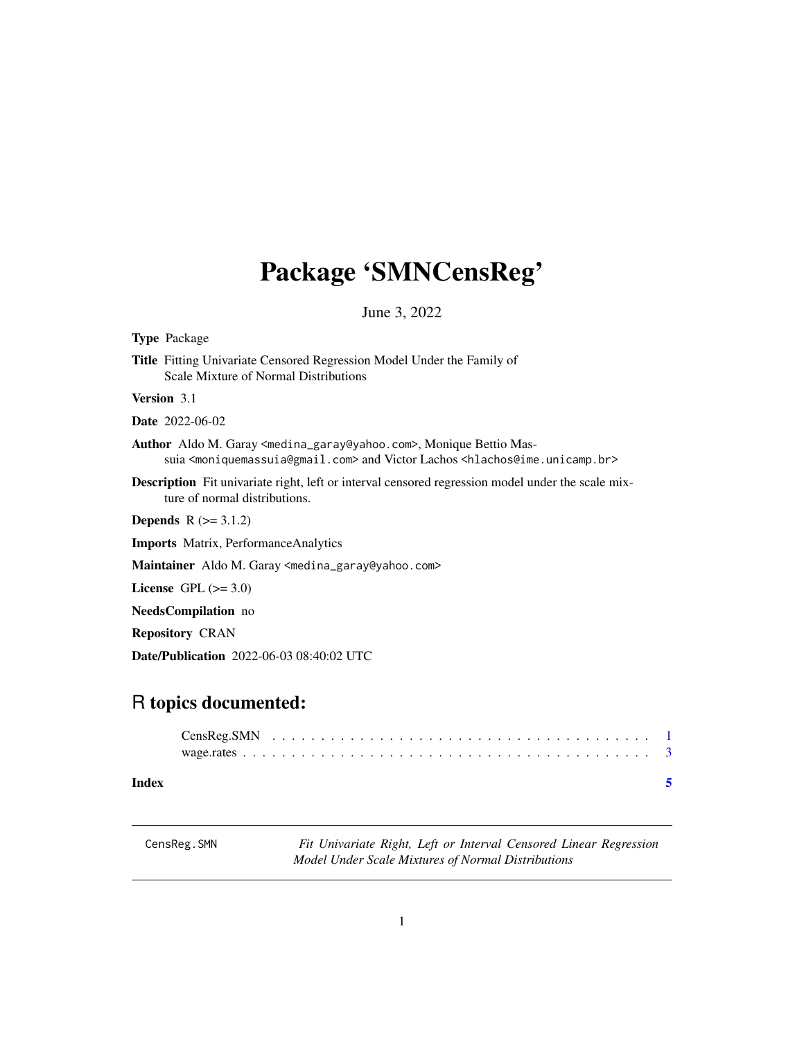# Package 'SMNCensReg'

June 3, 2022

**Type** Package

**Title** Fitting Univariate Censored Regression Model Under the Family of Scale Mixture of Normal Distributions

**Version** 3.1

**Date** 2022-06-02

**Author** Aldo M. Garay <medina_garay@yahoo.com>, Monique Bettio Massuia <moniquemassuia@gmail.com> and Victor Lachos <hlachos@ime.unicamp.br>

**Description** Fit univariate right, left or interval censored regression model under the scale mixture of normal distributions.

**Depends** R (>= 3.1.2)

**Imports** Matrix, PerformanceAnalytics

**Maintainer** Aldo M. Garay <medina_garay@yahoo.com>

**License** GPL (>= 3.0)

**NeedsCompilation** no

**Repository** CRAN

**Date/Publication** 2022-06-03 08:40:02 UTC

## R topics documented:

CensReg.SMN . . . . . . . . . . . . . . . . . . . . . . . . . . . . . . . . . . . . . . 1
wage.rates . . . . . . . . . . . . . . . . . . . . . . . . . . . . . . . . . . . . . . . . 3

**Index** 5

---

CensReg.SMN — *Fit Univariate Right, Left or Interval Censored Linear Regression Model Under Scale Mixtures of Normal Distributions*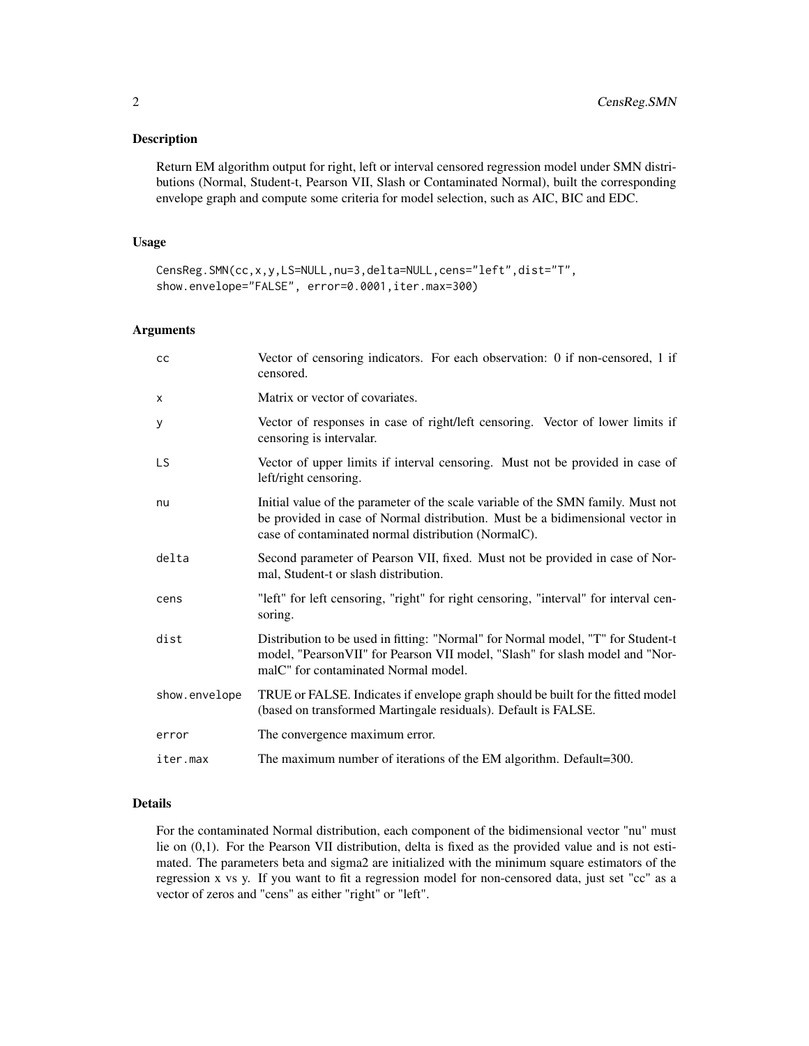## Description

Return EM algorithm output for right, left or interval censored regression model under SMN distributions (Normal, Student-t, Pearson VII, Slash or Contaminated Normal), built the corresponding envelope graph and compute some criteria for model selection, such as AIC, BIC and EDC.

## Usage

```
CensReg.SMN(cc,x,y,LS=NULL,nu=3,delta=NULL,cens="left",dist="T",
show.envelope="FALSE", error=0.0001,iter.max=300)
```

## Arguments

| | |
|---|---|
| cc | Vector of censoring indicators. For each observation: 0 if non-censored, 1 if censored. |
| x | Matrix or vector of covariates. |
| y | Vector of responses in case of right/left censoring. Vector of lower limits if censoring is intervalar. |
| LS | Vector of upper limits if interval censoring. Must not be provided in case of left/right censoring. |
| nu | Initial value of the parameter of the scale variable of the SMN family. Must not be provided in case of Normal distribution. Must be a bidimensional vector in case of contaminated normal distribution (NormalC). |
| delta | Second parameter of Pearson VII, fixed. Must not be provided in case of Normal, Student-t or slash distribution. |
| cens | "left" for left censoring, "right" for right censoring, "interval" for interval censoring. |
| dist | Distribution to be used in fitting: "Normal" for Normal model, "T" for Student-t model, "PearsonVII" for Pearson VII model, "Slash" for slash model and "NormalC" for contaminated Normal model. |
| show.envelope | TRUE or FALSE. Indicates if envelope graph should be built for the fitted model (based on transformed Martingale residuals). Default is FALSE. |
| error | The convergence maximum error. |
| iter.max | The maximum number of iterations of the EM algorithm. Default=300. |

## Details

For the contaminated Normal distribution, each component of the bidimensional vector "nu" must lie on (0,1). For the Pearson VII distribution, delta is fixed as the provided value and is not estimated. The parameters beta and sigma2 are initialized with the minimum square estimators of the regression x vs y. If you want to fit a regression model for non-censored data, just set "cc" as a vector of zeros and "cens" as either "right" or "left".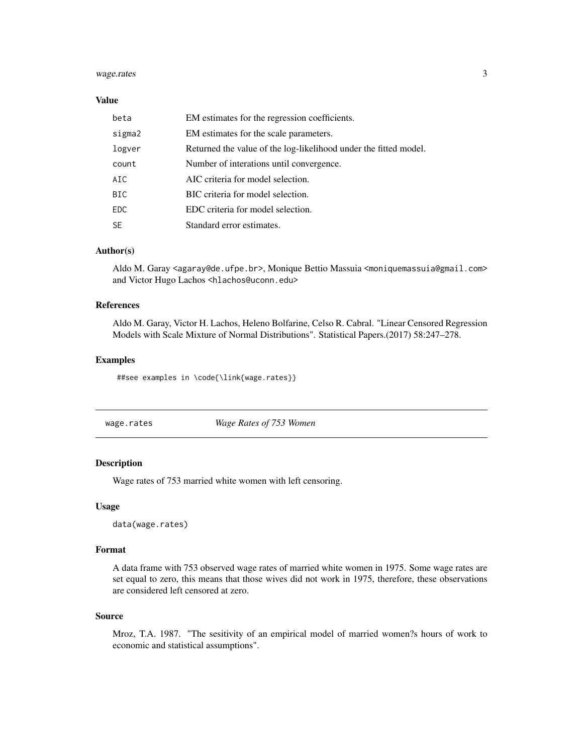### Value

| | |
|---|---|
| beta | EM estimates for the regression coefficients. |
| sigma2 | EM estimates for the scale parameters. |
| logver | Returned the value of the log-likelihood under the fitted model. |
| count | Number of interations until convergence. |
| AIC | AIC criteria for model selection. |
| BIC | BIC criteria for model selection. |
| EDC | EDC criteria for model selection. |
| SE | Standard error estimates. |

### Author(s)

Aldo M. Garay <agaray@de.ufpe.br>, Monique Bettio Massuia <moniquemassuia@gmail.com> and Victor Hugo Lachos <hlachos@uconn.edu>

### References

Aldo M. Garay, Victor H. Lachos, Heleno Bolfarine, Celso R. Cabral. "Linear Censored Regression Models with Scale Mixture of Normal Distributions". Statistical Papers.(2017) 58:247–278.

### Examples

```
##see examples in \code{\link{wage.rates}}
```

---

## wage.rates — *Wage Rates of 753 Women*

### Description

Wage rates of 753 married white women with left censoring.

### Usage

```
data(wage.rates)
```

### Format

A data frame with 753 observed wage rates of married white women in 1975. Some wage rates are set equal to zero, this means that those wives did not work in 1975, therefore, these observations are considered left censored at zero.

### Source

Mroz, T.A. 1987. "The sesitivity of an empirical model of married women?s hours of work to economic and statistical assumptions".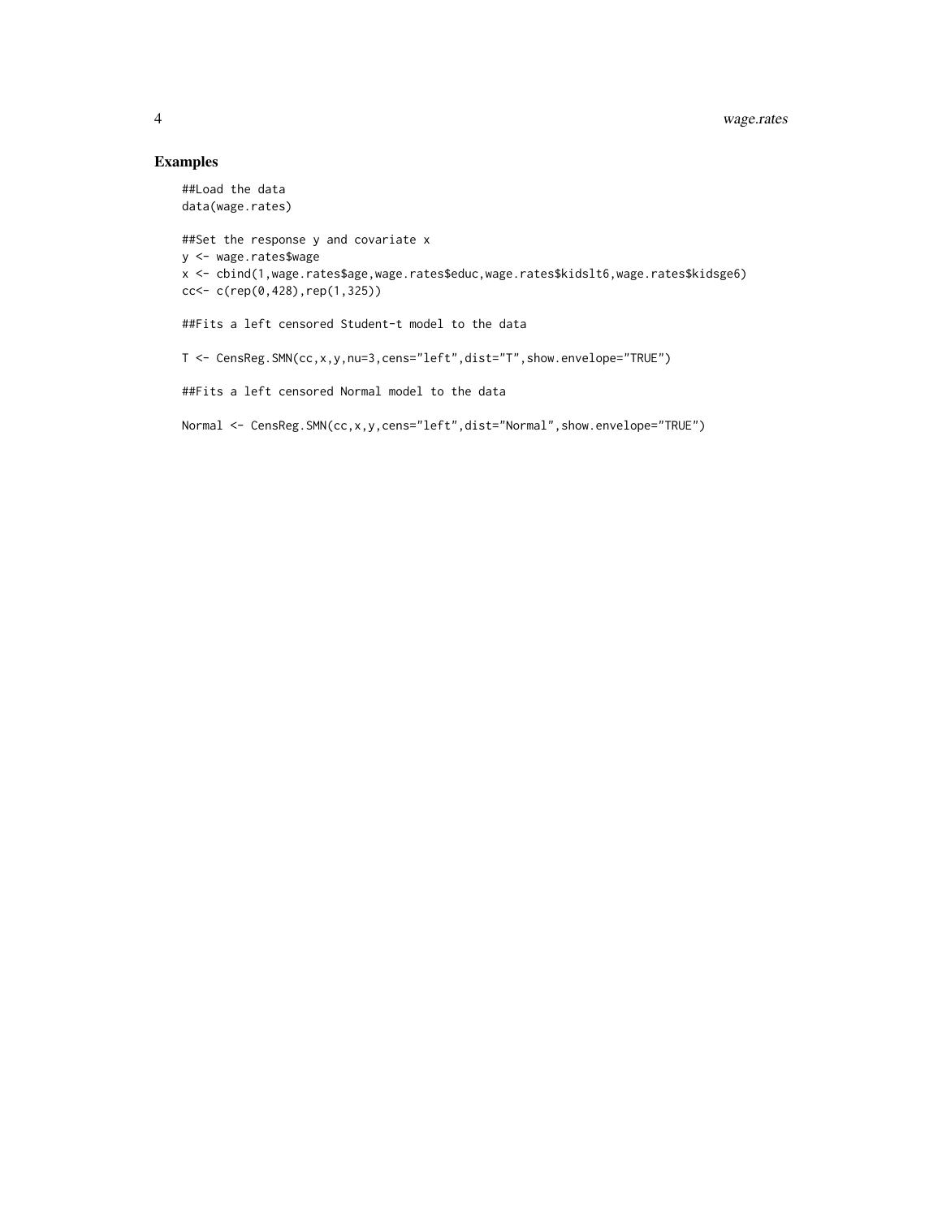## Examples

```
##Load the data
data(wage.rates)

##Set the response y and covariate x
y <- wage.rates$wage
x <- cbind(1,wage.rates$age,wage.rates$educ,wage.rates$kidslt6,wage.rates$kidsge6)
cc<- c(rep(0,428),rep(1,325))

##Fits a left censored Student-t model to the data

T <- CensReg.SMN(cc,x,y,nu=3,cens="left",dist="T",show.envelope="TRUE")

##Fits a left censored Normal model to the data

Normal <- CensReg.SMN(cc,x,y,cens="left",dist="Normal",show.envelope="TRUE")
```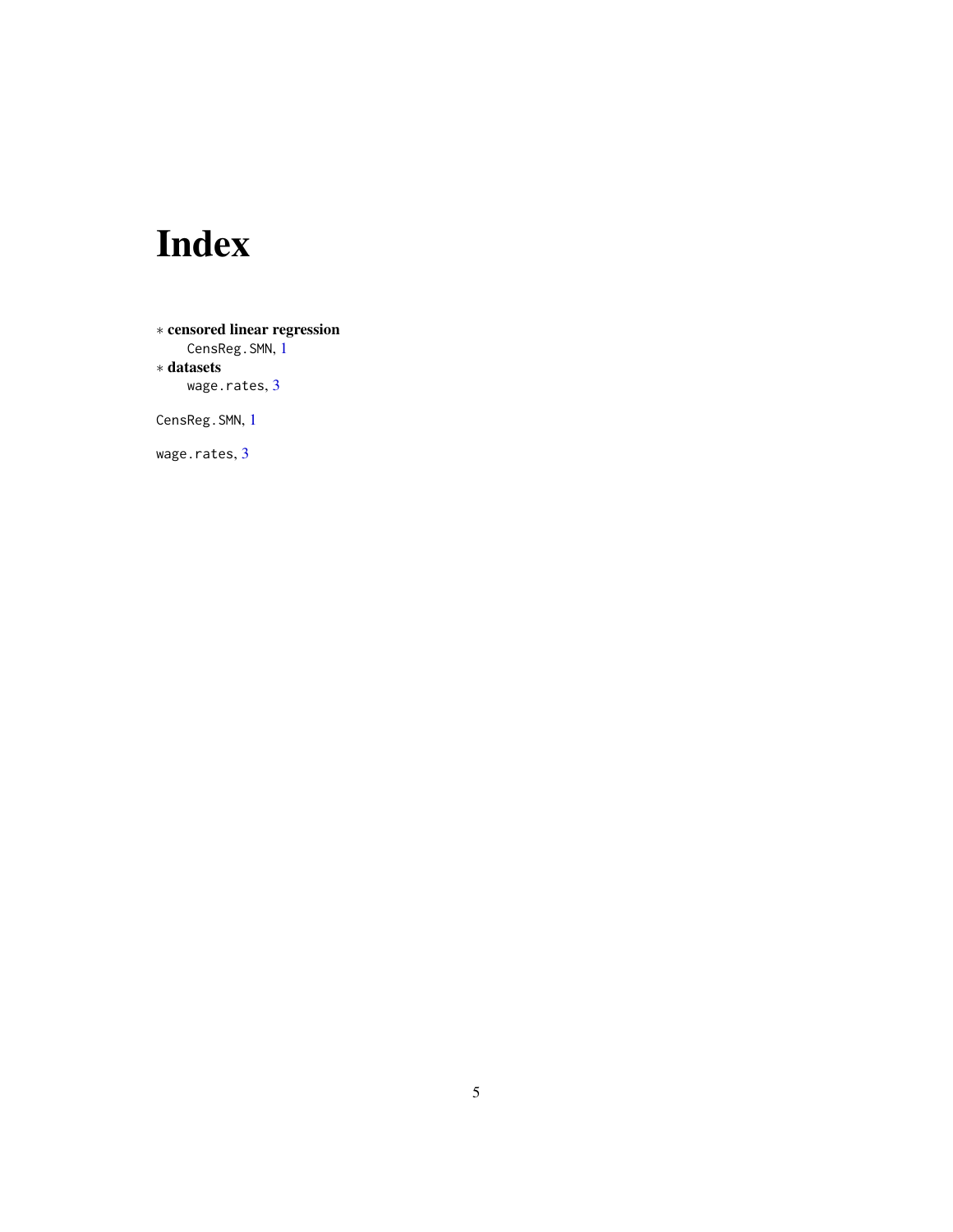# Index

∗ **censored linear regression**
  CensReg.SMN, 1

∗ **datasets**
  wage.rates, 3

CensReg.SMN, 1

wage.rates, 3